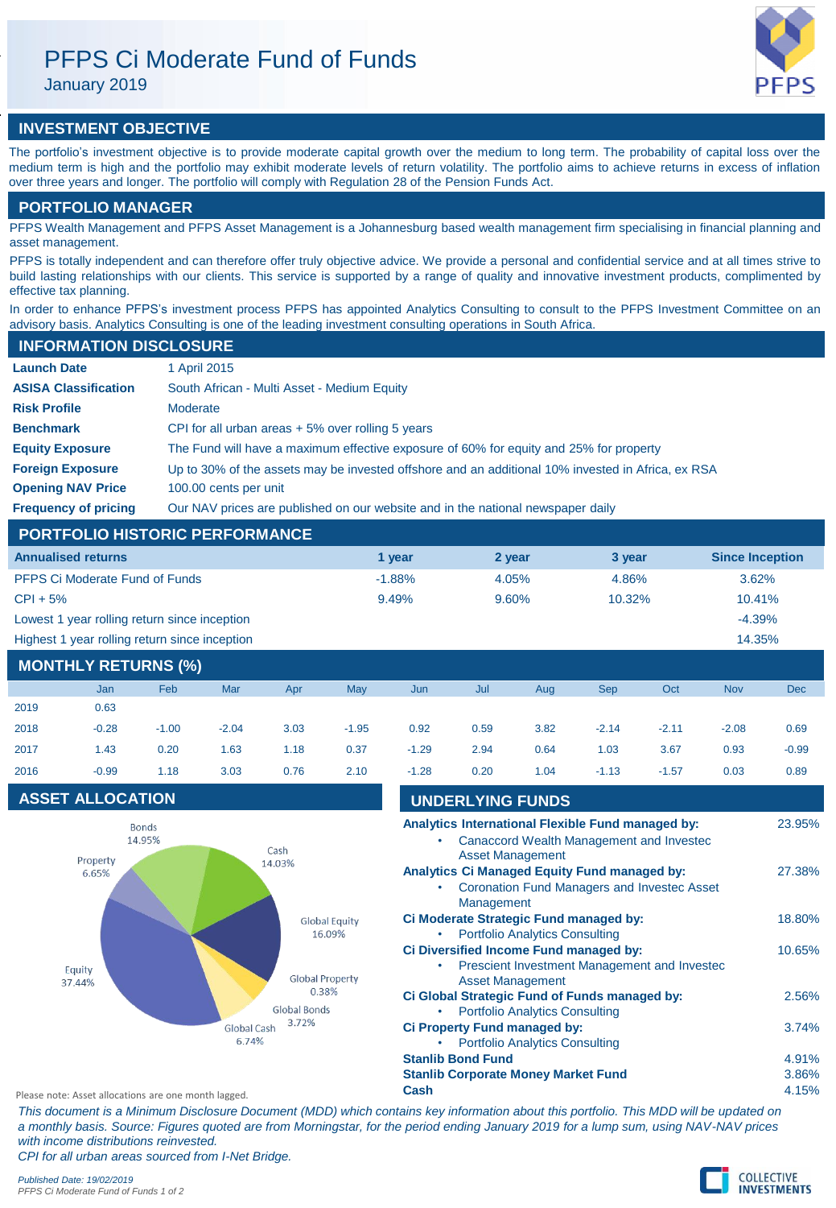# PFPS Ci Moderate Fund of Funds

January 2019

## INVESTMENT OBJECTIVE

The portfolio's investment objective is to provide moderate capital growth over the medium to long term. The probability of capital loss over the medium term is high and the portfolio may exhibit moderate levels of return volatility. The portfolio aims to achieve returns in excess of inflation over three years and longer. The portfolio will comply with Regulation 28 of the Pension Funds Act.

## PORTFOLIO MANAGER

PFPS Wealth Management and PFPS Asset Management is a Johannesburg based wealth management firm specialising in financial planning and asset management.

PFPS is totally independent and can therefore offer truly objective advice. We provide a personal and confidential service and at all times strive to build lasting relationships with our clients. This service is supported by a range of quality and innovative investment products, complimented by effective tax planning.

In order to enhance PFPS's investment process PFPS has appointed Analytics Consulting to consult to the PFPS Investment Committee on an advisory basis. Analytics Consulting is one of the leading investment consulting operations in South Africa.

## INFORMATION DISCLOSURE

| | |
|---|---|
| **Launch Date** | 1 April 2015 |
| **ASISA Classification** | South African - Multi Asset - Medium Equity |
| **Risk Profile** | Moderate |
| **Benchmark** | CPI for all urban areas + 5% over rolling 5 years |
| **Equity Exposure** | The Fund will have a maximum effective exposure of 60% for equity and 25% for property |
| **Foreign Exposure** | Up to 30% of the assets may be invested offshore and an additional 10% invested in Africa, ex RSA |
| **Opening NAV Price** | 100.00 cents per unit |
| **Frequency of pricing** | Our NAV prices are published on our website and in the national newspaper daily |

## PORTFOLIO HISTORIC PERFORMANCE

| Annualised returns | 1 year | 2 year | 3 year | Since Inception |
|---|---|---|---|---|
| PFPS Ci Moderate Fund of Funds | -1.88% | 4.05% | 4.86% | 3.62% |
| CPI + 5% | 9.49% | 9.60% | 10.32% | 10.41% |
| Lowest 1 year rolling return since inception | | | | -4.39% |
| Highest 1 year rolling return since inception | | | | 14.35% |

## MONTHLY RETURNS (%)

| | Jan | Feb | Mar | Apr | May | Jun | Jul | Aug | Sep | Oct | Nov | Dec |
|---|---|---|---|---|---|---|---|---|---|---|---|---|
| 2019 | 0.63 | | | | | | | | | | | |
| 2018 | -0.28 | -1.00 | -2.04 | 3.03 | -1.95 | 0.92 | 0.59 | 3.82 | -2.14 | -2.11 | -2.08 | 0.69 |
| 2017 | 1.43 | 0.20 | 1.63 | 1.18 | 0.37 | -1.29 | 2.94 | 0.64 | 1.03 | 3.67 | 0.93 | -0.99 |
| 2016 | -0.99 | 1.18 | 3.03 | 0.76 | 2.10 | -1.28 | 0.20 | 1.04 | -1.13 | -1.57 | 0.03 | 0.89 |

## ASSET ALLOCATION

| Asset | % |
|---|---|
| Bonds | 14.95% |
| Cash | 14.03% |
| Global Equity | 16.09% |
| Global Property | 0.38% |
| Global Bonds | 3.72% |
| Global Cash | 6.74% |
| Equity | 37.44% |
| Property | 6.65% |

Please note: Asset allocations are one month lagged.

## UNDERLYING FUNDS

| Fund | % |
|---|---|
| **Analytics International Flexible Fund managed by:** • Canaccord Wealth Management and Investec Asset Management | 23.95% |
| **Analytics Ci Managed Equity Fund managed by:** • Coronation Fund Managers and Investec Asset Management | 27.38% |
| **Ci Moderate Strategic Fund managed by:** • Portfolio Analytics Consulting | 18.80% |
| **Ci Diversified Income Fund managed by:** • Prescient Investment Management and Investec Asset Management | 10.65% |
| **Ci Global Strategic Fund of Funds managed by:** • Portfolio Analytics Consulting | 2.56% |
| **Ci Property Fund managed by:** • Portfolio Analytics Consulting | 3.74% |
| **Stanlib Bond Fund** | 4.91% |
| **Stanlib Corporate Money Market Fund** | 3.86% |
| **Cash** | 4.15% |

*This document is a Minimum Disclosure Document (MDD) which contains key information about this portfolio. This MDD will be updated on a monthly basis. Source: Figures quoted are from Morningstar, for the period ending January 2019 for a lump sum, using NAV-NAV prices with income distributions reinvested.*

*CPI for all urban areas sourced from I-Net Bridge.*

*Published Date: 19/02/2019*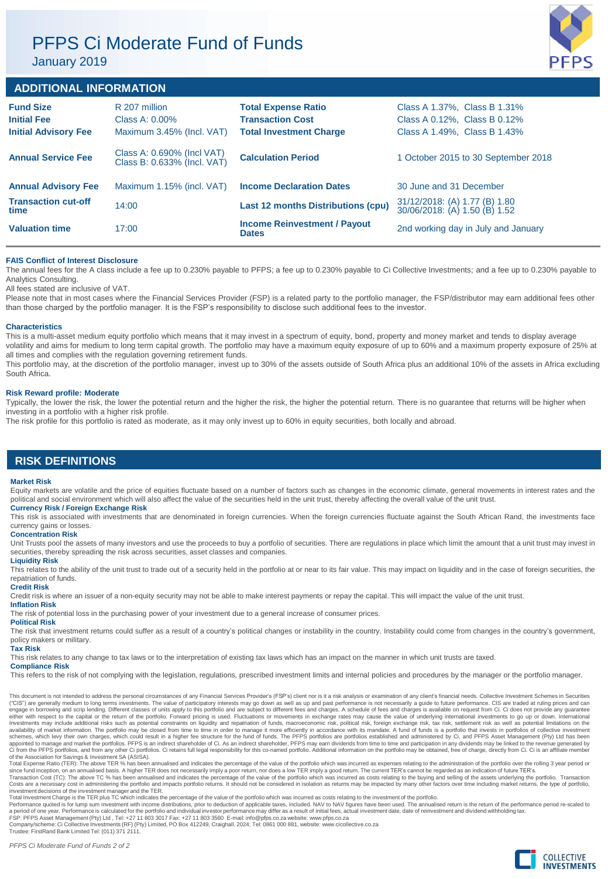# PFPS Ci Moderate Fund of Funds

January 2019

## ADDITIONAL INFORMATION

| | | | |
|---|---|---|---|
| **Fund Size** | R 207 million | **Total Expense Ratio** | Class A 1.37%, Class B 1.31% |
| **Initial Fee** | Class A: 0.00% | **Transaction Cost** | Class A 0.12%, Class B 0.12% |
| **Initial Advisory Fee** | Maximum 3.45% (Incl. VAT) | **Total Investment Charge** | Class A 1.49%, Class B 1.43% |
| **Annual Service Fee** | Class A: 0.690% (Incl VAT) Class B: 0.633% (Incl. VAT) | **Calculation Period** | 1 October 2015 to 30 September 2018 |
| **Annual Advisory Fee** | Maximum 1.15% (incl. VAT) | **Income Declaration Dates** | 30 June and 31 December |
| **Transaction cut-off time** | 14:00 | **Last 12 months Distributions (cpu)** | 31/12/2018: (A) 1.77 (B) 1.80 30/06/2018: (A) 1.50 (B) 1.52 |
| **Valuation time** | 17:00 | **Income Reinvestment / Payout Dates** | 2nd working day in July and January |

### FAIS Conflict of Interest Disclosure

The annual fees for the A class include a fee up to 0.230% payable to PFPS; a fee up to 0.230% payable to Ci Collective Investments; and a fee up to 0.230% payable to Analytics Consulting.

All fees stated are inclusive of VAT.

Please note that in most cases where the Financial Services Provider (FSP) is a related party to the portfolio manager, the FSP/distributor may earn additional fees other than those charged by the portfolio manager. It is the FSP's responsibility to disclose such additional fees to the investor.

### Characteristics

This is a multi-asset medium equity portfolio which means that it may invest in a spectrum of equity, bond, property and money market and tends to display average volatility and aims for medium to long term capital growth. The portfolio may have a maximum equity exposure of up to 60% and a maximum property exposure of 25% at all times and complies with the regulation governing retirement funds.

This portfolio may, at the discretion of the portfolio manager, invest up to 30% of the assets outside of South Africa plus an additional 10% of the assets in Africa excluding South Africa.

### Risk Reward profile: Moderate

Typically, the lower the risk, the lower the potential return and the higher the risk, the higher the potential return. There is no guarantee that returns will be higher when investing in a portfolio with a higher risk profile.

The risk profile for this portfolio is rated as moderate, as it may only invest up to 60% in equity securities, both locally and abroad.

## RISK DEFINITIONS

**Market Risk**

Equity markets are volatile and the price of equities fluctuate based on a number of factors such as changes in the economic climate, general movements in interest rates and the political and social environment which will also affect the value of the securities held in the unit trust, thereby affecting the overall value of the unit trust.

**Currency Risk / Foreign Exchange Risk**

This risk is associated with investments that are denominated in foreign currencies. When the foreign currencies fluctuate against the South African Rand, the investments face currency gains or losses.

**Concentration Risk**

Unit Trusts pool the assets of many investors and use the proceeds to buy a portfolio of securities. There are regulations in place which limit the amount that a unit trust may invest in securities, thereby spreading the risk across securities, asset classes and companies.

**Liquidity Risk**

This relates to the ability of the unit trust to trade out of a security held in the portfolio at or near to its fair value. This may impact on liquidity and in the case of foreign securities, the repatriation of funds.

**Credit Risk**

Credit risk is where an issuer of a non-equity security may not be able to make interest payments or repay the capital. This will impact the value of the unit trust.

**Inflation Risk**

The risk of potential loss in the purchasing power of your investment due to a general increase of consumer prices.

**Political Risk**

The risk that investment returns could suffer as a result of a country's political changes or instability in the country. Instability could come from changes in the country's government, policy makers or military.

**Tax Risk**

This risk relates to any change to tax laws or to the interpretation of existing tax laws which has an impact on the manner in which unit trusts are taxed.

**Compliance Risk**

This refers to the risk of not complying with the legislation, regulations, prescribed investment limits and internal policies and procedures by the manager or the portfolio manager.

This document is not intended to address the personal circumstances of any Financial Services Provider's (FSP's) client nor is it a risk analysis or examination of any client's financial needs. Collective Investment Schemes in Securities ("CIS") are generally medium to long terms investments. The value of participatory interests may go down as well as up and past performance is not necessarily a guide to future performance. CIS are traded at ruling prices and can engage in borrowing and scrip lending. Different classes of units apply to this portfolio and are subject to different fees and charges. A schedule of fees and charges is available on request from Ci. Ci does not provide any guarantee either with respect to the capital or the return of the portfolio. Forward pricing is used. Fluctuations or movements in exchange rates may cause the value of underlying international investments to go up or down. International Investments may include additional risks such as potential constraints on liquidity and repatriation of funds, macroeconomic risk, political risk, foreign exchange risk, tax risk, settlement risk as well as potential limitations on the availability of market information. The portfolio may be closed from time to time in order to manage it more efficiently in accordance with its mandate. A fund of funds is a portfolio that invests in portfolios of collective investment schemes, which levy their own charges, which could result in a higher fee structure for the fund of funds. The PFPS portfolios are portfolios established and administered by Ci, and PFPS Asset Management (Pty) Ltd has been appointed to manage and market the portfolios. PFPS is an indirect shareholder of Ci. As an indirect shareholder, PFPS may earn dividends from time to time and participation in any dividends may be linked to the revenue generated by Ci from the PFPS portfolios, and from any other Ci portfolios. Ci retains full legal responsibility for this co-named portfolio. Additional information on the portfolio may be obtained, free of charge, directly from Ci. Ci is an affiliate member of the Association for Savings & Investment SA (ASISA).

Total Expense Ratio (TER): The above TER % has been annualised and indicates the percentage of the value of the portfolio which was incurred as expenses relating to the administration of the portfolio over the rolling 3 year period or since fund inception, on an annualised basis. A higher TER does not necessarily imply a poor return, nor does a low TER imply a good return. The current TER's cannot be regarded as an indication of future TER's.

Transaction Cost (TC): The above TC % has been annualised and indicates the percentage of the value of the portfolio which was incurred as costs relating to the buying and selling of the assets underlying the portfolio. Transaction Costs are a necessary cost in administering the portfolio and impacts portfolio returns. It should not be considered in isolation as returns may be impacted by many other factors over time including market returns, the type of portfolio, investment decisions of the investment manager and the TER.

Total Investment Charge is the TER plus TC which indicates the percentage of the value of the portfolio which was incurred as costs relating to the investment of the portfolio.

Performance quoted is for lump sum investment with income distributions, prior to deduction of applicable taxes, included. NAV to NAV figures have been used. The annualised return is the return of the performance period re-scaled to a period of one year. Performance is calculated for the portfolio and individual investor performance may differ as a result of initial fees, actual investment date, date of reinvestment and dividend withholding tax.

FSP: PFPS Asset Management (Pty) Ltd , Tel: +27 11 803 3017 Fax: +27 11 803 3560 E-mail: info@pfps.co.za website: www.pfps.co.za

Company/scheme: Ci Collective Investments (RF) (Pty) Limited, PO Box 412249, Craighall, 2024; Tel: 0861 000 881, website: www.cicollective.co.za

Trustee: FirstRand Bank Limited Tel: (011) 371 2111.